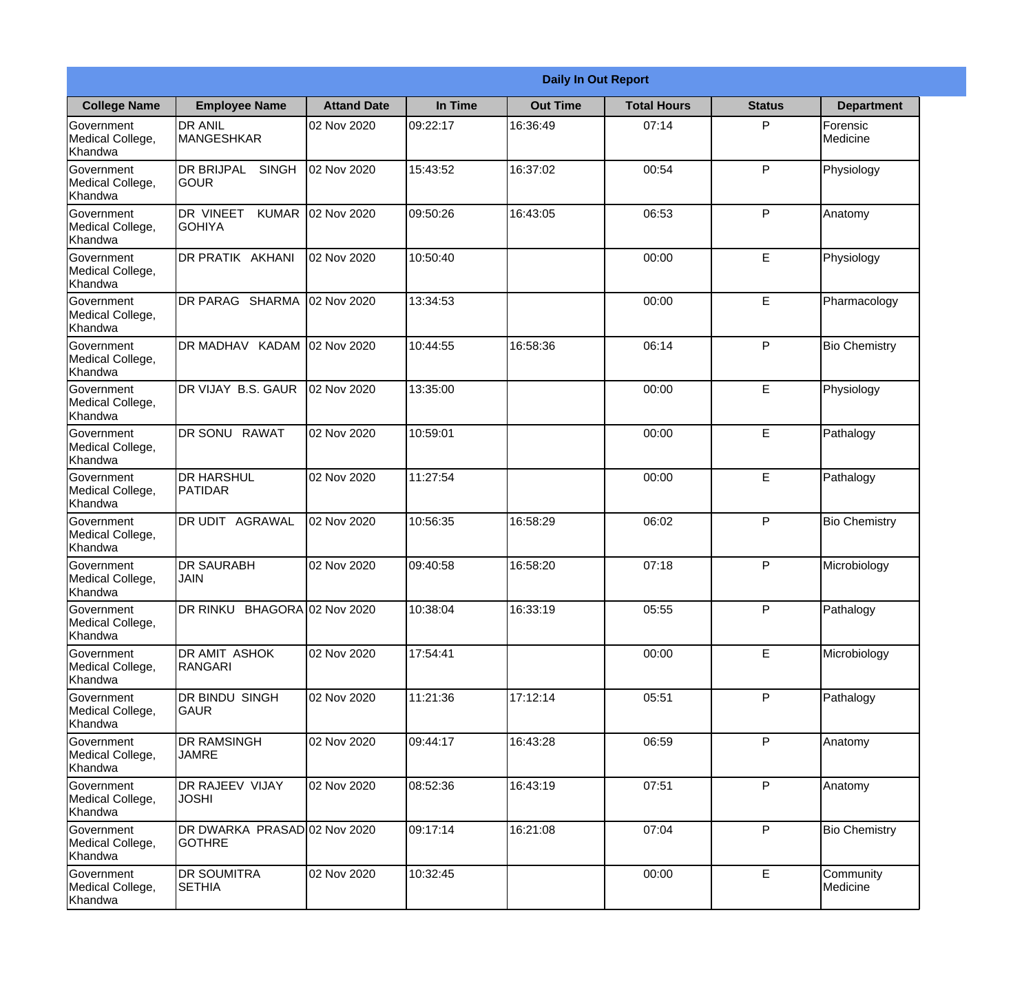| Daily In Out Report | | | | | | | |
|---|---|---|---|---|---|---|---|
| **College Name** | **Employee Name** | **Attand Date** | **In Time** | **Out Time** | **Total Hours** | **Status** | **Department** |
| Government Medical College, Khandwa | DR ANIL MANGESHKAR | 02 Nov 2020 | 09:22:17 | 16:36:49 | 07:14 | P | Forensic Medicine |
| Government Medical College, Khandwa | DR BRIJPAL SINGH GOUR | 02 Nov 2020 | 15:43:52 | 16:37:02 | 00:54 | P | Physiology |
| Government Medical College, Khandwa | DR VINEET KUMAR GOHIYA | 02 Nov 2020 | 09:50:26 | 16:43:05 | 06:53 | P | Anatomy |
| Government Medical College, Khandwa | DR PRATIK AKHANI | 02 Nov 2020 | 10:50:40 | | 00:00 | E | Physiology |
| Government Medical College, Khandwa | DR PARAG SHARMA | 02 Nov 2020 | 13:34:53 | | 00:00 | E | Pharmacology |
| Government Medical College, Khandwa | DR MADHAV KADAM | 02 Nov 2020 | 10:44:55 | 16:58:36 | 06:14 | P | Bio Chemistry |
| Government Medical College, Khandwa | DR VIJAY B.S. GAUR | 02 Nov 2020 | 13:35:00 | | 00:00 | E | Physiology |
| Government Medical College, Khandwa | DR SONU RAWAT | 02 Nov 2020 | 10:59:01 | | 00:00 | E | Pathalogy |
| Government Medical College, Khandwa | DR HARSHUL PATIDAR | 02 Nov 2020 | 11:27:54 | | 00:00 | E | Pathalogy |
| Government Medical College, Khandwa | DR UDIT AGRAWAL | 02 Nov 2020 | 10:56:35 | 16:58:29 | 06:02 | P | Bio Chemistry |
| Government Medical College, Khandwa | DR SAURABH JAIN | 02 Nov 2020 | 09:40:58 | 16:58:20 | 07:18 | P | Microbiology |
| Government Medical College, Khandwa | DR RINKU BHAGORA | 02 Nov 2020 | 10:38:04 | 16:33:19 | 05:55 | P | Pathalogy |
| Government Medical College, Khandwa | DR AMIT ASHOK RANGARI | 02 Nov 2020 | 17:54:41 | | 00:00 | E | Microbiology |
| Government Medical College, Khandwa | DR BINDU SINGH GAUR | 02 Nov 2020 | 11:21:36 | 17:12:14 | 05:51 | P | Pathalogy |
| Government Medical College, Khandwa | DR RAMSINGH JAMRE | 02 Nov 2020 | 09:44:17 | 16:43:28 | 06:59 | P | Anatomy |
| Government Medical College, Khandwa | DR RAJEEV VIJAY JOSHI | 02 Nov 2020 | 08:52:36 | 16:43:19 | 07:51 | P | Anatomy |
| Government Medical College, Khandwa | DR DWARKA PRASAD GOTHRE | 02 Nov 2020 | 09:17:14 | 16:21:08 | 07:04 | P | Bio Chemistry |
| Government Medical College, Khandwa | DR SOUMITRA SETHIA | 02 Nov 2020 | 10:32:45 | | 00:00 | E | Community Medicine |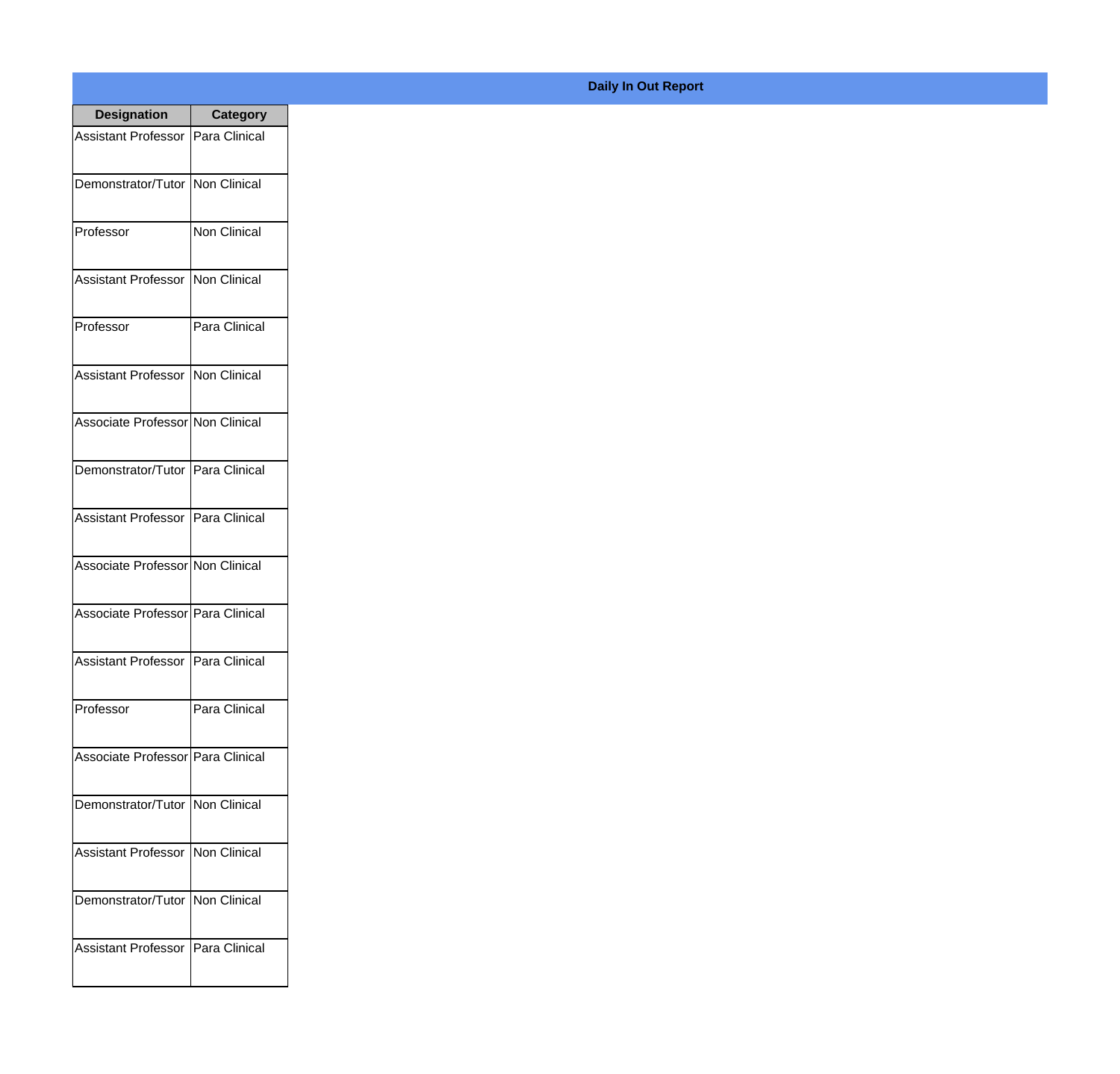**Daily In Out Report**

| Designation | Category |
| --- | --- |
| Assistant Professor | Para Clinical |
| Demonstrator/Tutor | Non Clinical |
| Professor | Non Clinical |
| Assistant Professor | Non Clinical |
| Professor | Para Clinical |
| Assistant Professor | Non Clinical |
| Associate Professor | Non Clinical |
| Demonstrator/Tutor | Para Clinical |
| Assistant Professor | Para Clinical |
| Associate Professor | Non Clinical |
| Associate Professor | Para Clinical |
| Assistant Professor | Para Clinical |
| Professor | Para Clinical |
| Associate Professor | Para Clinical |
| Demonstrator/Tutor | Non Clinical |
| Assistant Professor | Non Clinical |
| Demonstrator/Tutor | Non Clinical |
| Assistant Professor | Para Clinical |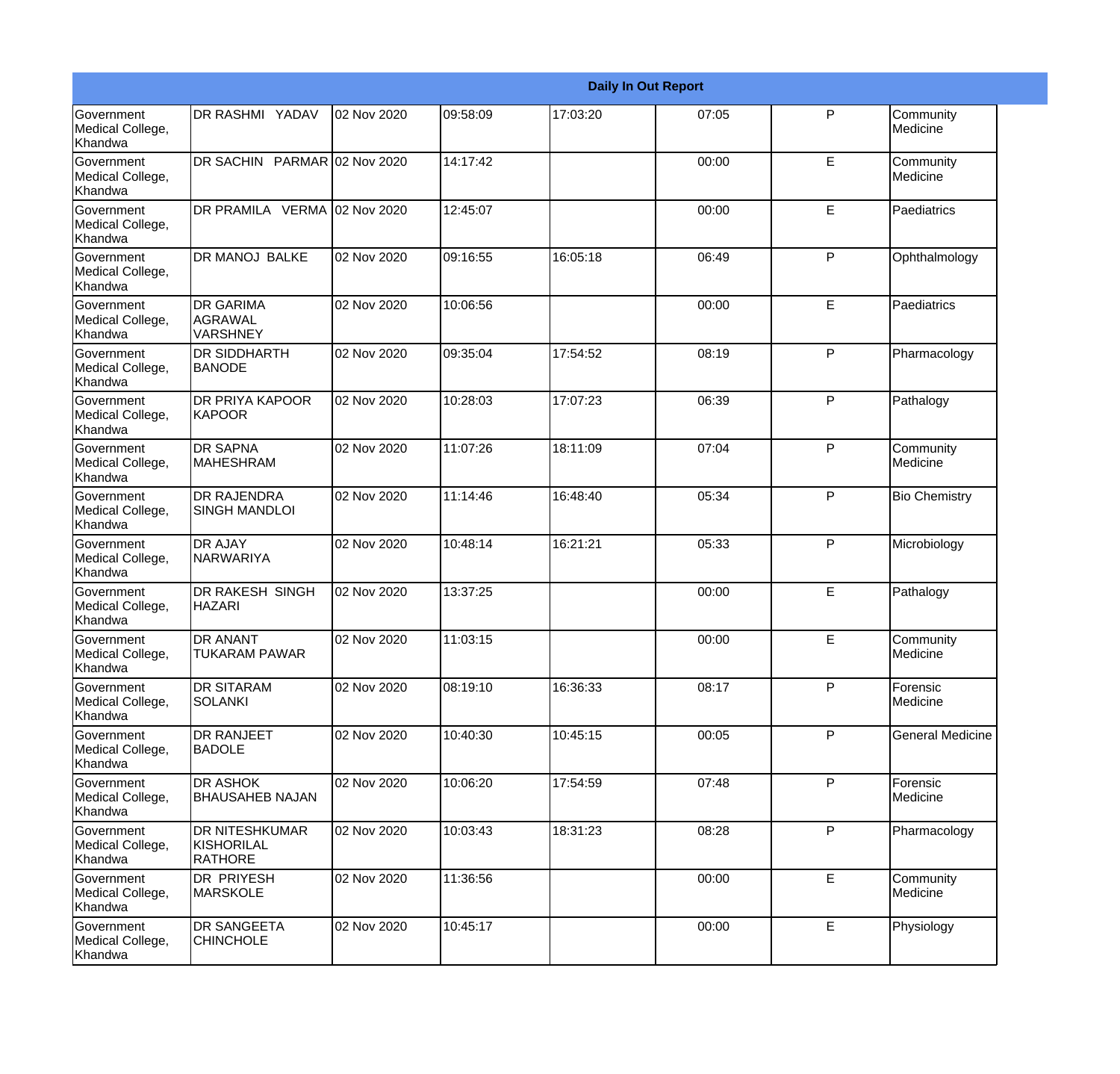| Daily In Out Report | | | | | | | |
|---|---|---|---|---|---|---|---|
| Government Medical College, Khandwa | DR RASHMI YADAV | 02 Nov 2020 | 09:58:09 | 17:03:20 | 07:05 | P | Community Medicine |
| Government Medical College, Khandwa | DR SACHIN PARMAR | 02 Nov 2020 | 14:17:42 | | 00:00 | E | Community Medicine |
| Government Medical College, Khandwa | DR PRAMILA VERMA | 02 Nov 2020 | 12:45:07 | | 00:00 | E | Paediatrics |
| Government Medical College, Khandwa | DR MANOJ BALKE | 02 Nov 2020 | 09:16:55 | 16:05:18 | 06:49 | P | Ophthalmology |
| Government Medical College, Khandwa | DR GARIMA AGRAWAL VARSHNEY | 02 Nov 2020 | 10:06:56 | | 00:00 | E | Paediatrics |
| Government Medical College, Khandwa | DR SIDDHARTH BANODE | 02 Nov 2020 | 09:35:04 | 17:54:52 | 08:19 | P | Pharmacology |
| Government Medical College, Khandwa | DR PRIYA KAPOOR KAPOOR | 02 Nov 2020 | 10:28:03 | 17:07:23 | 06:39 | P | Pathalogy |
| Government Medical College, Khandwa | DR SAPNA MAHESHRAM | 02 Nov 2020 | 11:07:26 | 18:11:09 | 07:04 | P | Community Medicine |
| Government Medical College, Khandwa | DR RAJENDRA SINGH MANDLOI | 02 Nov 2020 | 11:14:46 | 16:48:40 | 05:34 | P | Bio Chemistry |
| Government Medical College, Khandwa | DR AJAY NARWARIYA | 02 Nov 2020 | 10:48:14 | 16:21:21 | 05:33 | P | Microbiology |
| Government Medical College, Khandwa | DR RAKESH SINGH HAZARI | 02 Nov 2020 | 13:37:25 | | 00:00 | E | Pathalogy |
| Government Medical College, Khandwa | DR ANANT TUKARAM PAWAR | 02 Nov 2020 | 11:03:15 | | 00:00 | E | Community Medicine |
| Government Medical College, Khandwa | DR SITARAM SOLANKI | 02 Nov 2020 | 08:19:10 | 16:36:33 | 08:17 | P | Forensic Medicine |
| Government Medical College, Khandwa | DR RANJEET BADOLE | 02 Nov 2020 | 10:40:30 | 10:45:15 | 00:05 | P | General Medicine |
| Government Medical College, Khandwa | DR ASHOK BHAUSAHEB NAJAN | 02 Nov 2020 | 10:06:20 | 17:54:59 | 07:48 | P | Forensic Medicine |
| Government Medical College, Khandwa | DR NITESHKUMAR KISHORILAL RATHORE | 02 Nov 2020 | 10:03:43 | 18:31:23 | 08:28 | P | Pharmacology |
| Government Medical College, Khandwa | DR PRIYESH MARSKOLE | 02 Nov 2020 | 11:36:56 | | 00:00 | E | Community Medicine |
| Government Medical College, Khandwa | DR SANGEETA CHINCHOLE | 02 Nov 2020 | 10:45:17 | | 00:00 | E | Physiology |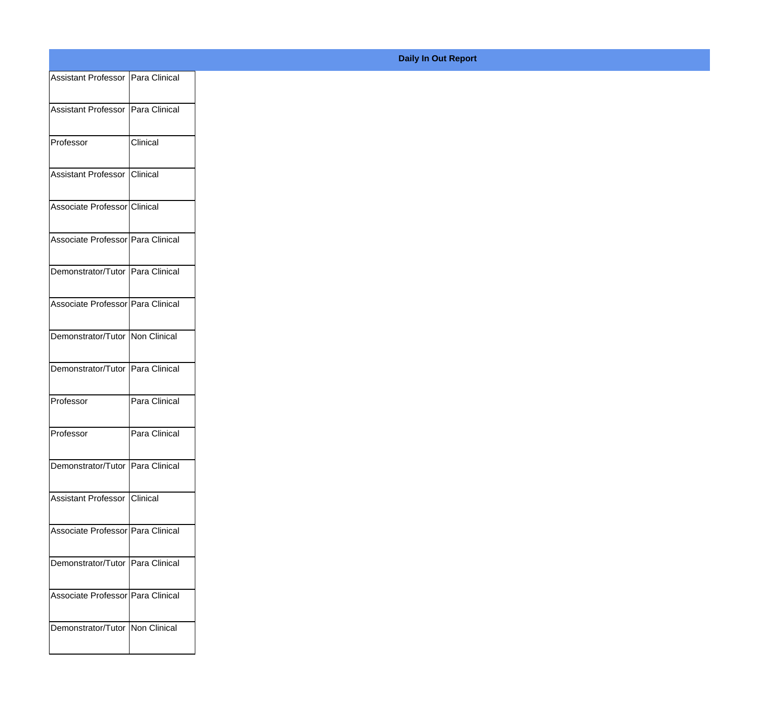**Daily In Out Report**

| | |
|---|---|
| Assistant Professor | Para Clinical |
| Assistant Professor | Para Clinical |
| Professor | Clinical |
| Assistant Professor | Clinical |
| Associate Professor | Clinical |
| Associate Professor | Para Clinical |
| Demonstrator/Tutor | Para Clinical |
| Associate Professor | Para Clinical |
| Demonstrator/Tutor | Non Clinical |
| Demonstrator/Tutor | Para Clinical |
| Professor | Para Clinical |
| Professor | Para Clinical |
| Demonstrator/Tutor | Para Clinical |
| Assistant Professor | Clinical |
| Associate Professor | Para Clinical |
| Demonstrator/Tutor | Para Clinical |
| Associate Professor | Para Clinical |
| Demonstrator/Tutor | Non Clinical |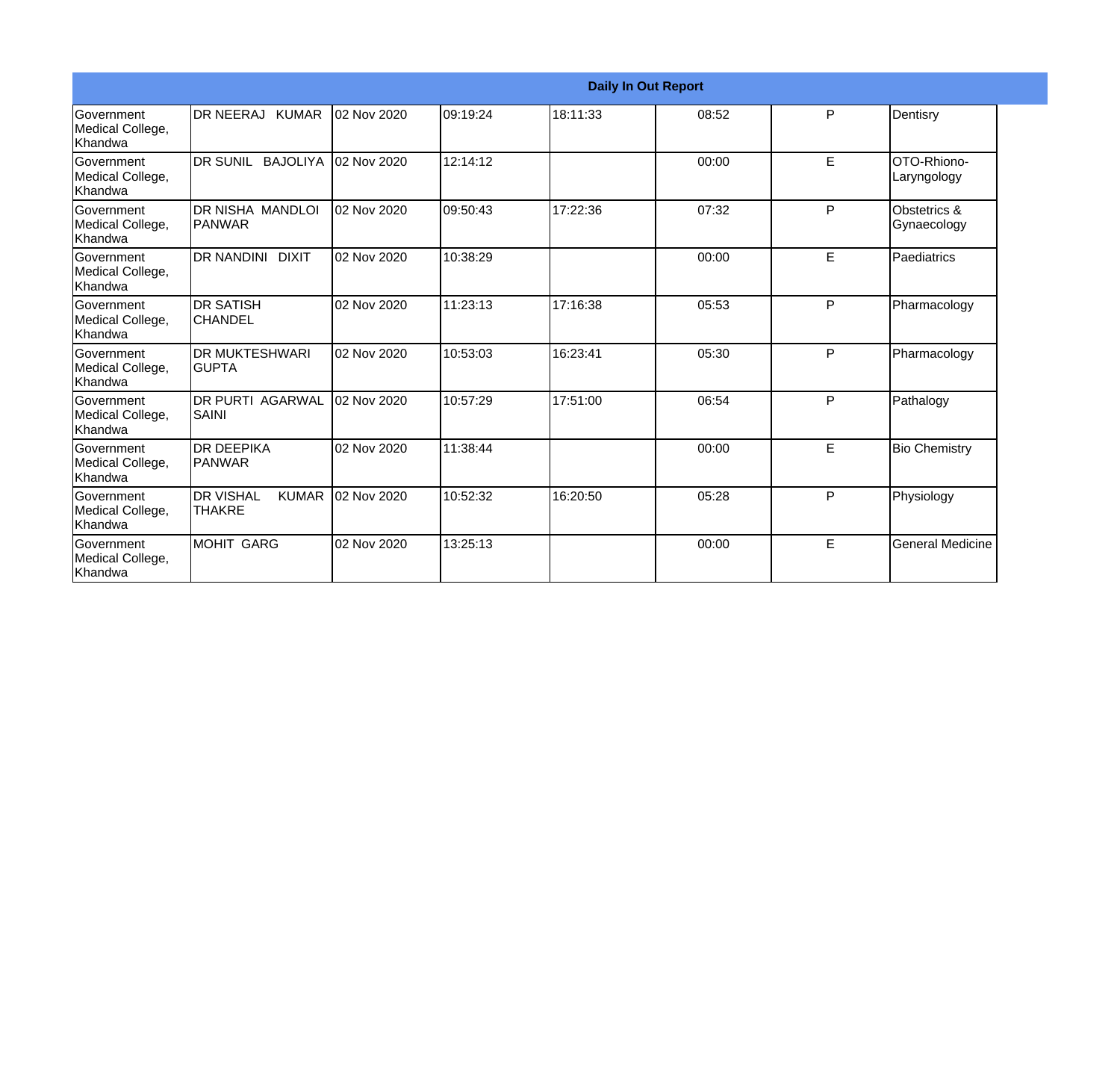| Daily In Out Report | | | | | | | |
|---|---|---|---|---|---|---|---|
| Government Medical College, Khandwa | DR NEERAJ KUMAR | 02 Nov 2020 | 09:19:24 | 18:11:33 | 08:52 | P | Dentisry |
| Government Medical College, Khandwa | DR SUNIL BAJOLIYA | 02 Nov 2020 | 12:14:12 | | 00:00 | E | OTO-Rhiono-Laryngology |
| Government Medical College, Khandwa | DR NISHA MANDLOI PANWAR | 02 Nov 2020 | 09:50:43 | 17:22:36 | 07:32 | P | Obstetrics & Gynaecology |
| Government Medical College, Khandwa | DR NANDINI DIXIT | 02 Nov 2020 | 10:38:29 | | 00:00 | E | Paediatrics |
| Government Medical College, Khandwa | DR SATISH CHANDEL | 02 Nov 2020 | 11:23:13 | 17:16:38 | 05:53 | P | Pharmacology |
| Government Medical College, Khandwa | DR MUKTESHWARI GUPTA | 02 Nov 2020 | 10:53:03 | 16:23:41 | 05:30 | P | Pharmacology |
| Government Medical College, Khandwa | DR PURTI AGARWAL SAINI | 02 Nov 2020 | 10:57:29 | 17:51:00 | 06:54 | P | Pathalogy |
| Government Medical College, Khandwa | DR DEEPIKA PANWAR | 02 Nov 2020 | 11:38:44 | | 00:00 | E | Bio Chemistry |
| Government Medical College, Khandwa | DR VISHAL KUMAR THAKRE | 02 Nov 2020 | 10:52:32 | 16:20:50 | 05:28 | P | Physiology |
| Government Medical College, Khandwa | MOHIT GARG | 02 Nov 2020 | 13:25:13 | | 00:00 | E | General Medicine |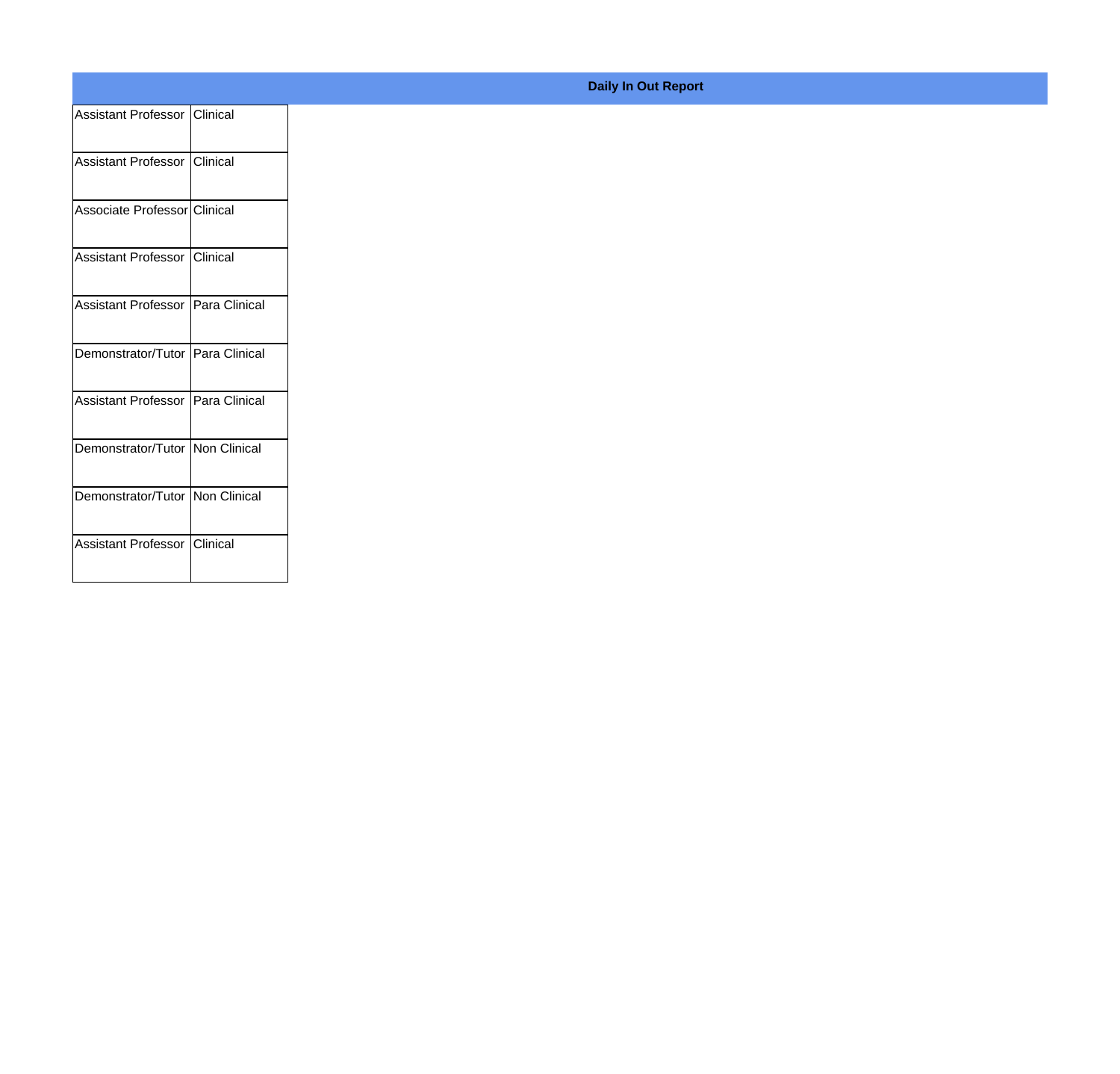**Daily In Out Report**

| | |
|---|---|
| Assistant Professor | Clinical |
| Assistant Professor | Clinical |
| Associate Professor | Clinical |
| Assistant Professor | Clinical |
| Assistant Professor | Para Clinical |
| Demonstrator/Tutor | Para Clinical |
| Assistant Professor | Para Clinical |
| Demonstrator/Tutor | Non Clinical |
| Demonstrator/Tutor | Non Clinical |
| Assistant Professor | Clinical |